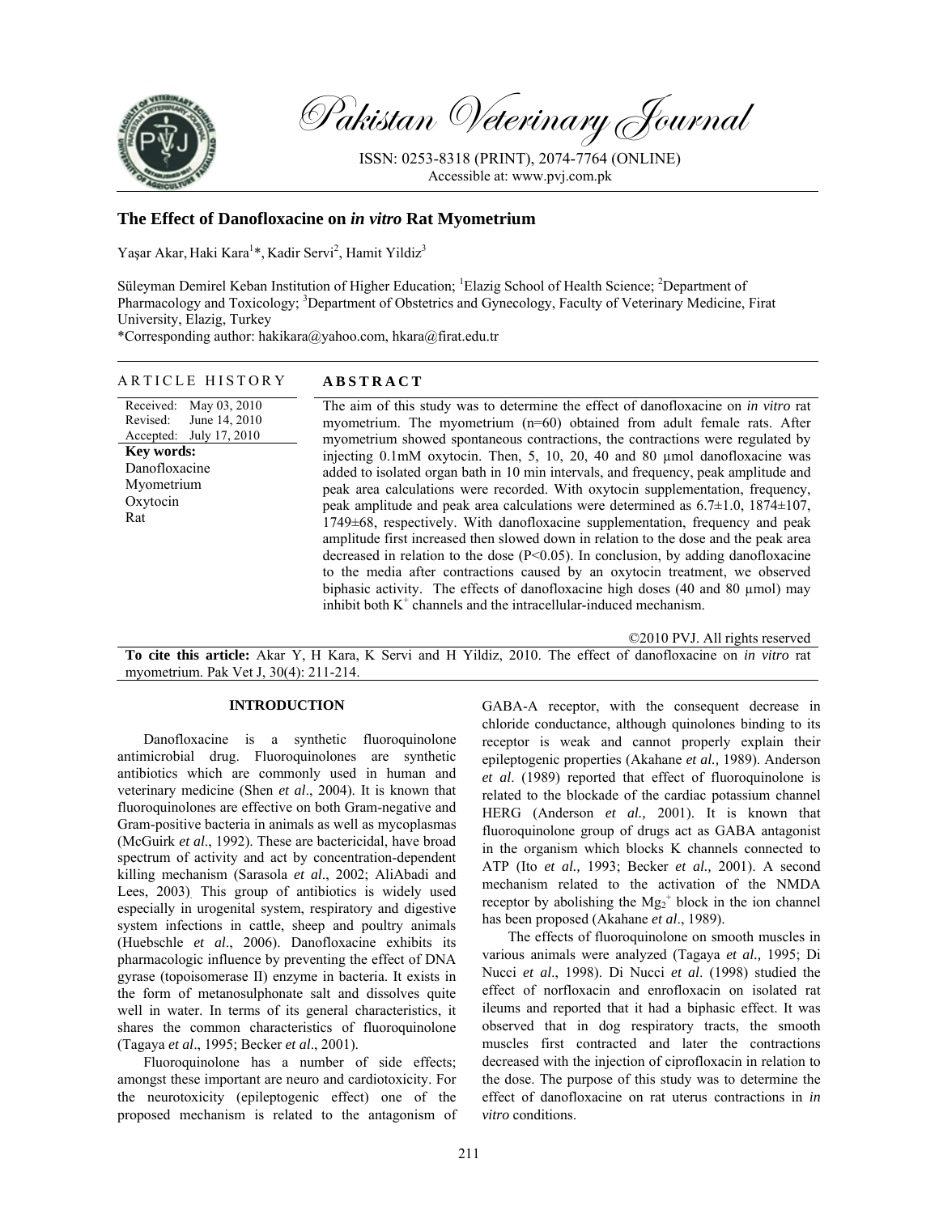# The Effect of Danofloxacine on *in vitro* Rat Myometrium

Yaşar Akar, Haki Kara[1]*, Kadir Servi[2], Hamit Yildiz[3]

Süleyman Demirel Keban Institution of Higher Education; [1]Elazig School of Health Science; [2]Department of Pharmacology and Toxicology; [3]Department of Obstetrics and Gynecology, Faculty of Veterinary Medicine, Firat University, Elazig, Turkey

*Corresponding author: hakikara@yahoo.com, hkara@firat.edu.tr

## ARTICLE HISTORY

Received: May 03, 2010
Revised: June 14, 2010
Accepted: July 17, 2010

**Key words:**
Danofloxacine
Myometrium
Oxytocin
Rat

## ABSTRACT

The aim of this study was to determine the effect of danofloxacine on *in vitro* rat myometrium. The myometrium (n=60) obtained from adult female rats. After myometrium showed spontaneous contractions, the contractions were regulated by injecting 0.1mM oxytocin. Then, 5, 10, 20, 40 and 80 µmol danofloxacine was added to isolated organ bath in 10 min intervals, and frequency, peak amplitude and peak area calculations were recorded. With oxytocin supplementation, frequency, peak amplitude and peak area calculations were determined as 6.7±1.0, 1874±107, 1749±68, respectively. With danofloxacine supplementation, frequency and peak amplitude first increased then slowed down in relation to the dose and the peak area decreased in relation to the dose ($P<0.05$). In conclusion, by adding danofloxacine to the media after contractions caused by an oxytocin treatment, we observed biphasic activity. The effects of danofloxacine high doses (40 and 80 µmol) may inhibit both $K^+$ channels and the intracellular-induced mechanism.

©2010 PVJ. All rights reserved

**To cite this article:** Akar Y, H Kara, K Servi and H Yildiz, 2010. The effect of danofloxacine on *in vitro* rat myometrium. Pak Vet J, 30(4): 211-214.

## INTRODUCTION

Danofloxacine is a synthetic fluoroquinolone antimicrobial drug. Fluoroquinolones are synthetic antibiotics which are commonly used in human and veterinary medicine (Shen *et al*., 2004). It is known that fluoroquinolones are effective on both Gram-negative and Gram-positive bacteria in animals as well as mycoplasmas (McGuirk *et al*., 1992). These are bactericidal, have broad spectrum of activity and act by concentration-dependent killing mechanism (Sarasola *et al*., 2002; AliAbadi and Lees, 2003). This group of antibiotics is widely used especially in urogenital system, respiratory and digestive system infections in cattle, sheep and poultry animals (Huebschle *et al*., 2006). Danofloxacine exhibits its pharmacologic influence by preventing the effect of DNA gyrase (topoisomerase II) enzyme in bacteria. It exists in the form of metanosulphonate salt and dissolves quite well in water. In terms of its general characteristics, it shares the common characteristics of fluoroquinolone (Tagaya *et al*., 1995; Becker *et al*., 2001).

Fluoroquinolone has a number of side effects; amongst these important are neuro and cardiotoxicity. For the neurotoxicity (epileptogenic effect) one of the proposed mechanism is related to the antagonism of GABA-A receptor, with the consequent decrease in chloride conductance, although quinolones binding to its receptor is weak and cannot properly explain their epileptogenic properties (Akahane *et al.,* 1989). Anderson *et al*. (1989) reported that effect of fluoroquinolone is related to the blockade of the cardiac potassium channel HERG (Anderson *et al.,* 2001). It is known that fluoroquinolone group of drugs act as GABA antagonist in the organism which blocks K channels connected to ATP (Ito *et al.,* 1993; Becker *et al.,* 2001). A second mechanism related to the activation of the NMDA receptor by abolishing the $Mg_2^+$ block in the ion channel has been proposed (Akahane *et al*., 1989).

The effects of fluoroquinolone on smooth muscles in various animals were analyzed (Tagaya *et al.,* 1995; Di Nucci *et al*., 1998). Di Nucci *et al*. (1998) studied the effect of norfloxacin and enrofloxacin on isolated rat ileums and reported that it had a biphasic effect. It was observed that in dog respiratory tracts, the smooth muscles first contracted and later the contractions decreased with the injection of ciprofloxacin in relation to the dose. The purpose of this study was to determine the effect of danofloxacine on rat uterus contractions in *in vitro* conditions.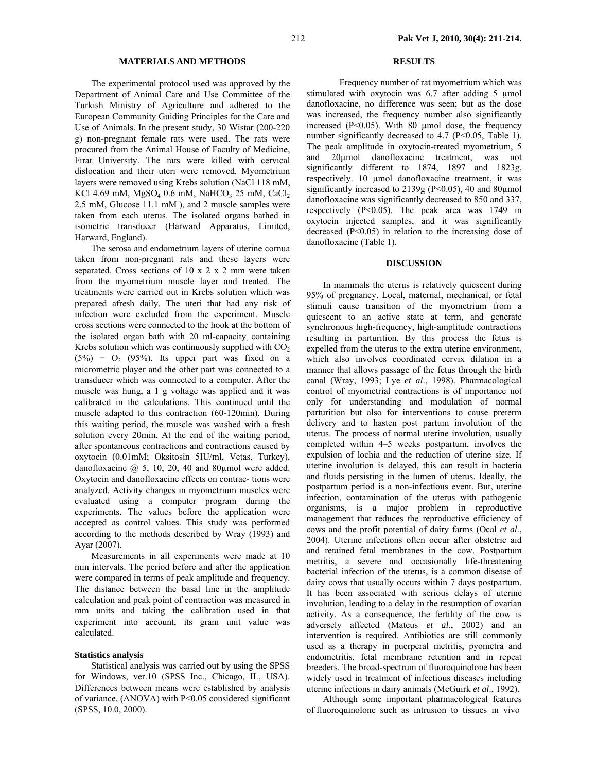## MATERIALS AND METHODS

The experimental protocol used was approved by the Department of Animal Care and Use Committee of the Turkish Ministry of Agriculture and adhered to the European Community Guiding Principles for the Care and Use of Animals. In the present study, 30 Wistar (200-220 g) non-pregnant female rats were used. The rats were procured from the Animal House of Faculty of Medicine, Firat University. The rats were killed with cervical dislocation and their uteri were removed. Myometrium layers were removed using Krebs solution (NaCl 118 mM, KCl 4.69 mM, $MgSO_4$ 0.6 mM, $NaHCO_3$ 25 mM, $CaCl_2$ 2.5 mM, Glucose 11.1 mM ), and 2 muscle samples were taken from each uterus. The isolated organs bathed in isometric transducer (Harward Apparatus, Limited, Harward, England).

The serosa and endometrium layers of uterine cornua taken from non-pregnant rats and these layers were separated. Cross sections of 10 x 2 x 2 mm were taken from the myometrium muscle layer and treated. The treatments were carried out in Krebs solution which was prepared afresh daily. The uteri that had any risk of infection were excluded from the experiment. Muscle cross sections were connected to the hook at the bottom of the isolated organ bath with 20 ml-capacity, containing Krebs solution which was continuously supplied with $CO_2$ (5%) + $O_2$ (95%). Its upper part was fixed on a micrometric player and the other part was connected to a transducer which was connected to a computer. After the muscle was hung, a 1 g voltage was applied and it was calibrated in the calculations. This continued until the muscle adapted to this contraction (60-120min). During this waiting period, the muscle was washed with a fresh solution every 20min. At the end of the waiting period, after spontaneous contractions and contractions caused by oxytocin (0.01mM; Oksitosin 5IU/ml, Vetas, Turkey), danofloxacine @ 5, 10, 20, 40 and 80µmol were added. Oxytocin and danofloxacine effects on contrac- tions were analyzed. Activity changes in myometrium muscles were evaluated using a computer program during the experiments. The values before the application were accepted as control values. This study was performed according to the methods described by Wray (1993) and Ayar (2007).

Measurements in all experiments were made at 10 min intervals. The period before and after the application were compared in terms of peak amplitude and frequency. The distance between the basal line in the amplitude calculation and peak point of contraction was measured in mm units and taking the calibration used in that experiment into account, its gram unit value was calculated.

### Statistics analysis

Statistical analysis was carried out by using the SPSS for Windows, ver.10 (SPSS Inc., Chicago, IL, USA). Differences between means were established by analysis of variance, (ANOVA) with $P<0.05$ considered significant (SPSS, 10.0, 2000).

## RESULTS

Frequency number of rat myometrium which was stimulated with oxytocin was 6.7 after adding 5 µmol danofloxacine, no difference was seen; but as the dose was increased, the frequency number also significantly increased ($P<0.05$). With 80 µmol dose, the frequency number significantly decreased to 4.7 ($P<0.05$, Table 1). The peak amplitude in oxytocin-treated myometrium, 5 and 20µmol danofloxacine treatment, was not significantly different to 1874, 1897 and 1823g, respectively. 10 µmol danofloxacine treatment, it was significantly increased to 2139g ($P<0.05$), 40 and 80µmol danofloxacine was significantly decreased to 850 and 337, respectively ($P<0.05$). The peak area was 1749 in oxytocin injected samples, and it was significantly decreased ($P<0.05$) in relation to the increasing dose of danofloxacine (Table 1).

## DISCUSSION

In mammals the uterus is relatively quiescent during 95% of pregnancy. Local, maternal, mechanical, or fetal stimuli cause transition of the myometrium from a quiescent to an active state at term, and generate synchronous high-frequency, high-amplitude contractions resulting in parturition. By this process the fetus is expelled from the uterus to the extra uterine environment, which also involves coordinated cervix dilation in a manner that allows passage of the fetus through the birth canal (Wray, 1993; Lye *et al*., 1998). Pharmacological control of myometrial contractions is of importance not only for understanding and modulation of normal parturition but also for interventions to cause preterm delivery and to hasten post partum involution of the uterus. The process of normal uterine involution, usually completed within 4–5 weeks postpartum, involves the expulsion of lochia and the reduction of uterine size. If uterine involution is delayed, this can result in bacteria and fluids persisting in the lumen of uterus. Ideally, the postpartum period is a non-infectious event. But, uterine infection, contamination of the uterus with pathogenic organisms, is a major problem in reproductive management that reduces the reproductive efficiency of cows and the profit potential of dairy farms (Ocal *et al*., 2004). Uterine infections often occur after obstetric aid and retained fetal membranes in the cow. Postpartum metritis, a severe and occasionally life-threatening bacterial infection of the uterus, is a common disease of dairy cows that usually occurs within 7 days postpartum. It has been associated with serious delays of uterine involution, leading to a delay in the resumption of ovarian activity. As a consequence, the fertility of the cow is adversely affected (Mateus *et al*., 2002) and an intervention is required. Antibiotics are still commonly used as a therapy in puerperal metritis, pyometra and endometritis, fetal membrane retention and in repeat breeders. The broad-spectrum of fluoroquinolone has been widely used in treatment of infectious diseases including uterine infections in dairy animals (McGuirk *et al*., 1992).

Although some important pharmacological features of fluoroquinolone such as intrusion to tissues in vivo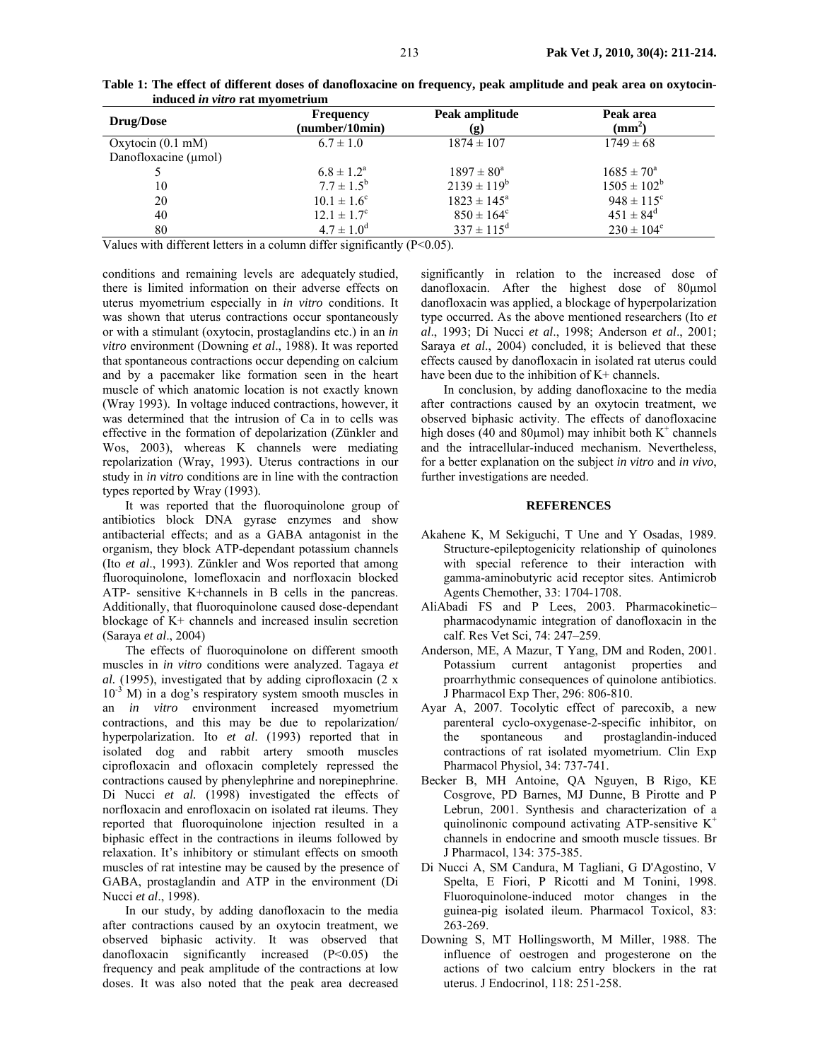**Table 1: The effect of different doses of danofloxacine on frequency, peak amplitude and peak area on oxytocin-induced *in vitro* rat myometrium**

| Drug/Dose | Frequency (number/10min) | Peak amplitude (g) | Peak area ($mm^2$) |
|---|---|---|---|
| Oxytocin (0.1 mM) | 6.7 ± 1.0 | 1874 ± 107 | 1749 ± 68 |
| Danofloxacine (µmol) | | | |
| 5 | 6.8 ± 1.2[a] | 1897 ± 80[a] | 1685 ± 70[a] |
| 10 | 7.7 ± 1.5[b] | 2139 ± 119[b] | 1505 ± 102[b] |
| 20 | 10.1 ± 1.6[c] | 1823 ± 145[a] | 948 ± 115[c] |
| 40 | 12.1 ± 1.7[c] | 850 ± 164[c] | 451 ± 84[d] |
| 80 | 4.7 ± 1.0[d] | 337 ± 115[d] | 230 ± 104[e] |

Values with different letters in a column differ significantly (P<0.05).

conditions and remaining levels are adequately studied, there is limited information on their adverse effects on uterus myometrium especially in *in vitro* conditions. It was shown that uterus contractions occur spontaneously or with a stimulant (oxytocin, prostaglandins etc.) in an *in vitro* environment (Downing *et al*., 1988). It was reported that spontaneous contractions occur depending on calcium and by a pacemaker like formation seen in the heart muscle of which anatomic location is not exactly known (Wray 1993). In voltage induced contractions, however, it was determined that the intrusion of Ca in to cells was effective in the formation of depolarization (Zünkler and Wos, 2003), whereas K channels were mediating repolarization (Wray, 1993). Uterus contractions in our study in *in vitro* conditions are in line with the contraction types reported by Wray (1993).

It was reported that the fluoroquinolone group of antibiotics block DNA gyrase enzymes and show antibacterial effects; and as a GABA antagonist in the organism, they block ATP-dependant potassium channels (Ito *et al*., 1993). Zünkler and Wos reported that among fluoroquinolone, lomefloxacin and norfloxacin blocked ATP- sensitive K+channels in B cells in the pancreas. Additionally, that fluoroquinolone caused dose-dependant blockage of K+ channels and increased insulin secretion (Saraya *et al*., 2004)

The effects of fluoroquinolone on different smooth muscles in *in vitro* conditions were analyzed. Tagaya *et al.* (1995), investigated that by adding ciprofloxacin (2 x $10^{-3}$ M) in a dog's respiratory system smooth muscles in an *in vitro* environment increased myometrium contractions, and this may be due to repolarization/ hyperpolarization. Ito *et al*. (1993) reported that in isolated dog and rabbit artery smooth muscles ciprofloxacin and ofloxacin completely repressed the contractions caused by phenylephrine and norepinephrine. Di Nucci *et al.* (1998) investigated the effects of norfloxacin and enrofloxacin on isolated rat ileums. They reported that fluoroquinolone injection resulted in a biphasic effect in the contractions in ileums followed by relaxation. It's inhibitory or stimulant effects on smooth muscles of rat intestine may be caused by the presence of GABA, prostaglandin and ATP in the environment (Di Nucci *et al*., 1998).

In our study, by adding danofloxacin to the media after contractions caused by an oxytocin treatment, we observed biphasic activity. It was observed that danofloxacin significantly increased (P<0.05) the frequency and peak amplitude of the contractions at low doses. It was also noted that the peak area decreased significantly in relation to the increased dose of danofloxacin. After the highest dose of 80µmol danofloxacin was applied, a blockage of hyperpolarization type occurred. As the above mentioned researchers (Ito *et al*., 1993; Di Nucci *et al*., 1998; Anderson *et al*., 2001; Saraya *et al*., 2004) concluded, it is believed that these effects caused by danofloxacin in isolated rat uterus could have been due to the inhibition of K+ channels.

In conclusion, by adding danofloxacine to the media after contractions caused by an oxytocin treatment, we observed biphasic activity. The effects of danofloxacine high doses (40 and 80µmol) may inhibit both $K^+$ channels and the intracellular-induced mechanism. Nevertheless, for a better explanation on the subject *in vitro* and *in vivo*, further investigations are needed.

## REFERENCES

Akahene K, M Sekiguchi, T Une and Y Osadas, 1989. Structure-epileptogenicity relationship of quinolones with special reference to their interaction with gamma-aminobutyric acid receptor sites. Antimicrob Agents Chemother, 33: 1704-1708.

AliAbadi FS and P Lees, 2003. Pharmacokinetic–pharmacodynamic integration of danofloxacin in the calf. Res Vet Sci, 74: 247–259.

Anderson, ME, A Mazur, T Yang, DM and Roden, 2001. Potassium current antagonist properties and proarrhythmic consequences of quinolone antibiotics. J Pharmacol Exp Ther, 296: 806-810.

Ayar A, 2007. Tocolytic effect of parecoxib, a new parenteral cyclo-oxygenase-2-specific inhibitor, on the spontaneous and prostaglandin-induced contractions of rat isolated myometrium. Clin Exp Pharmacol Physiol, 34: 737-741.

Becker B, MH Antoine, QA Nguyen, B Rigo, KE Cosgrove, PD Barnes, MJ Dunne, B Pirotte and P Lebrun, 2001. Synthesis and characterization of a quinolinonic compound activating ATP-sensitive $K^+$ channels in endocrine and smooth muscle tissues. Br J Pharmacol, 134: 375-385.

Di Nucci A, SM Candura, M Tagliani, G D'Agostino, V Spelta, E Fiori, P Ricotti and M Tonini, 1998. Fluoroquinolone-induced motor changes in the guinea-pig isolated ileum. Pharmacol Toxicol, 83: 263-269.

Downing S, MT Hollingsworth, M Miller, 1988. The influence of oestrogen and progesterone on the actions of two calcium entry blockers in the rat uterus. J Endocrinol, 118: 251-258.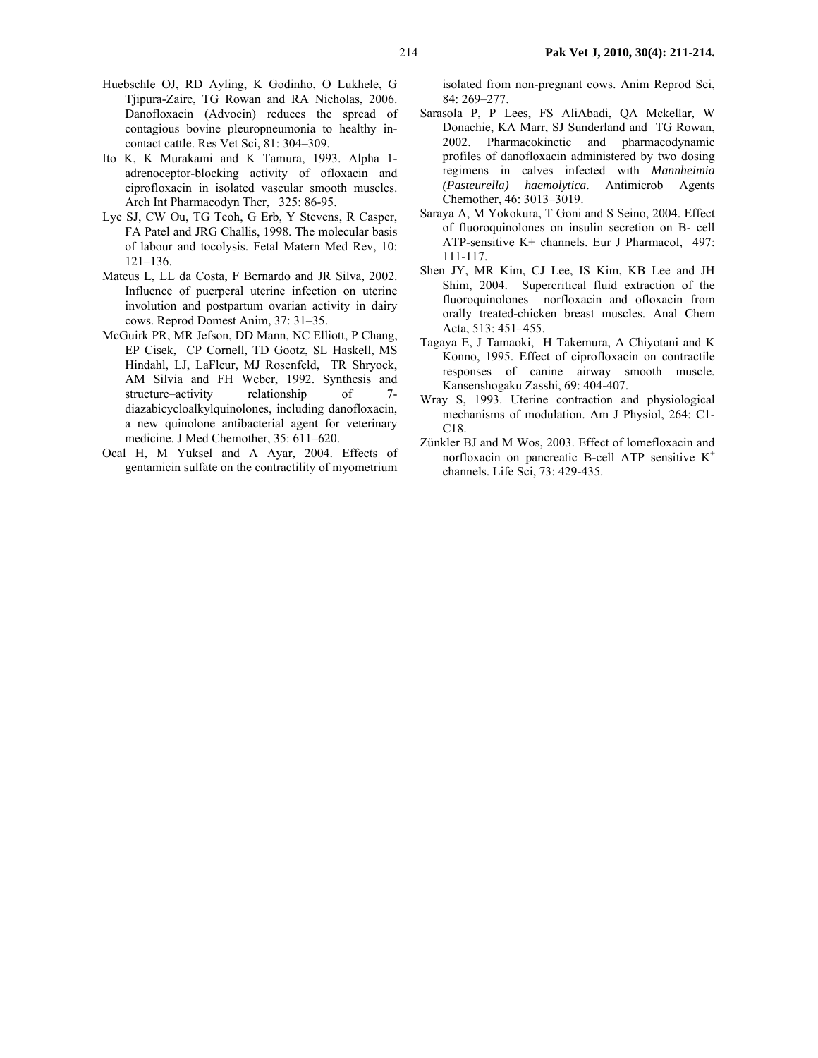Huebschle OJ, RD Ayling, K Godinho, O Lukhele, G Tjipura-Zaire, TG Rowan and RA Nicholas, 2006. Danofloxacin (Advocin) reduces the spread of contagious bovine pleuropneumonia to healthy in-contact cattle. Res Vet Sci, 81: 304–309.

Ito K, K Murakami and K Tamura, 1993. Alpha 1-adrenoceptor-blocking activity of ofloxacin and ciprofloxacin in isolated vascular smooth muscles. Arch Int Pharmacodyn Ther, 325: 86-95.

Lye SJ, CW Ou, TG Teoh, G Erb, Y Stevens, R Casper, FA Patel and JRG Challis, 1998. The molecular basis of labour and tocolysis. Fetal Matern Med Rev, 10: 121–136.

Mateus L, LL da Costa, F Bernardo and JR Silva, 2002. Influence of puerperal uterine infection on uterine involution and postpartum ovarian activity in dairy cows. Reprod Domest Anim, 37: 31–35.

McGuirk PR, MR Jefson, DD Mann, NC Elliott, P Chang, EP Cisek, CP Cornell, TD Gootz, SL Haskell, MS Hindahl, LJ, LaFleur, MJ Rosenfeld, TR Shryock, AM Silvia and FH Weber, 1992. Synthesis and structure–activity relationship of 7-diazabicycloalkylquinolones, including danofloxacin, a new quinolone antibacterial agent for veterinary medicine. J Med Chemother, 35: 611–620.

Ocal H, M Yuksel and A Ayar, 2004. Effects of gentamicin sulfate on the contractility of myometrium isolated from non-pregnant cows. Anim Reprod Sci, 84: 269–277.

Sarasola P, P Lees, FS AliAbadi, QA Mckellar, W Donachie, KA Marr, SJ Sunderland and TG Rowan, 2002. Pharmacokinetic and pharmacodynamic profiles of danofloxacin administered by two dosing regimens in calves infected with *Mannheimia (Pasteurella) haemolytica*. Antimicrob Agents Chemother, 46: 3013–3019.

Saraya A, M Yokokura, T Goni and S Seino, 2004. Effect of fluoroquinolones on insulin secretion on B- cell ATP-sensitive K+ channels. Eur J Pharmacol, 497: 111-117.

Shen JY, MR Kim, CJ Lee, IS Kim, KB Lee and JH Shim, 2004. Supercritical fluid extraction of the fluoroquinolones norfloxacin and ofloxacin from orally treated-chicken breast muscles. Anal Chem Acta, 513: 451–455.

Tagaya E, J Tamaoki, H Takemura, A Chiyotani and K Konno, 1995. Effect of ciprofloxacin on contractile responses of canine airway smooth muscle. Kansenshogaku Zasshi, 69: 404-407.

Wray S, 1993. Uterine contraction and physiological mechanisms of modulation. Am J Physiol, 264: C1-C18.

Zünkler BJ and M Wos, 2003. Effect of lomefloxacin and norfloxacin on pancreatic B-cell ATP sensitive $K^+$ channels. Life Sci, 73: 429-435.